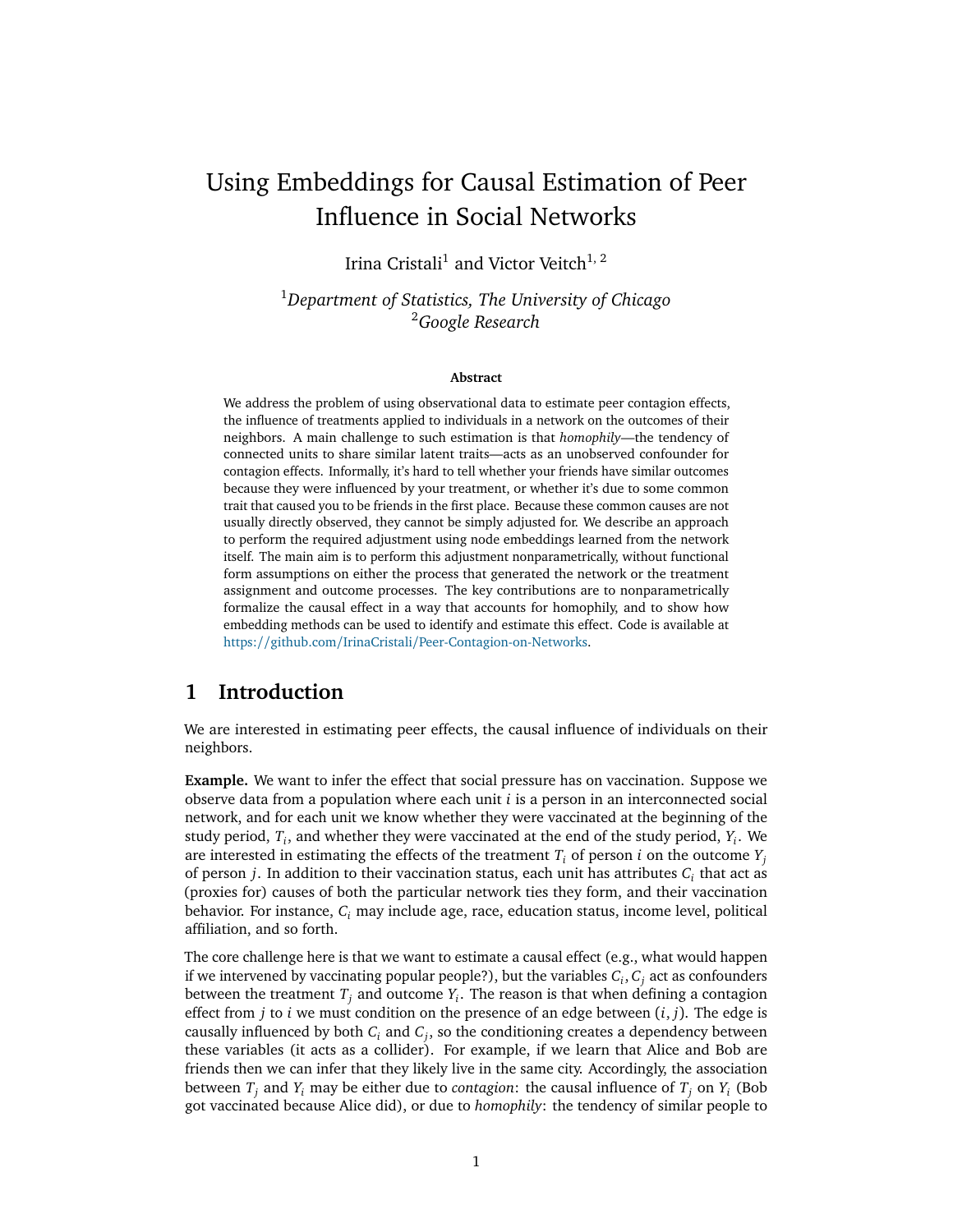# Using Embeddings for Causal Estimation of Peer Influence in Social Networks

Irina Cristali[1] and Victor Veitch[1, 2]

[1]*Department of Statistics, The University of Chicago*
[2]*Google Research*

**Abstract**

We address the problem of using observational data to estimate peer contagion effects, the influence of treatments applied to individuals in a network on the outcomes of their neighbors. A main challenge to such estimation is that *homophily*—the tendency of connected units to share similar latent traits—acts as an unobserved confounder for contagion effects. Informally, it's hard to tell whether your friends have similar outcomes because they were influenced by your treatment, or whether it's due to some common trait that caused you to be friends in the first place. Because these common causes are not usually directly observed, they cannot be simply adjusted for. We describe an approach to perform the required adjustment using node embeddings learned from the network itself. The main aim is to perform this adjustment nonparametrically, without functional form assumptions on either the process that generated the network or the treatment assignment and outcome processes. The key contributions are to nonparametrically formalize the causal effect in a way that accounts for homophily, and to show how embedding methods can be used to identify and estimate this effect. Code is available at https://github.com/IrinaCristali/Peer-Contagion-on-Networks.

## 1 Introduction

We are interested in estimating peer effects, the causal influence of individuals on their neighbors.

**Example.** We want to infer the effect that social pressure has on vaccination. Suppose we observe data from a population where each unit $i$ is a person in an interconnected social network, and for each unit we know whether they were vaccinated at the beginning of the study period, $T_i$, and whether they were vaccinated at the end of the study period, $Y_i$. We are interested in estimating the effects of the treatment $T_i$ of person $i$ on the outcome $Y_j$ of person $j$. In addition to their vaccination status, each unit has attributes $C_i$ that act as (proxies for) causes of both the particular network ties they form, and their vaccination behavior. For instance, $C_i$ may include age, race, education status, income level, political affiliation, and so forth.

The core challenge here is that we want to estimate a causal effect (e.g., what would happen if we intervened by vaccinating popular people?), but the variables $C_i, C_j$ act as confounders between the treatment $T_j$ and outcome $Y_i$. The reason is that when defining a contagion effect from $j$ to $i$ we must condition on the presence of an edge between $(i, j)$. The edge is causally influenced by both $C_i$ and $C_j$, so the conditioning creates a dependency between these variables (it acts as a collider). For example, if we learn that Alice and Bob are friends then we can infer that they likely live in the same city. Accordingly, the association between $T_j$ and $Y_i$ may be either due to *contagion*: the causal influence of $T_j$ on $Y_i$ (Bob got vaccinated because Alice did), or due to *homophily*: the tendency of similar people to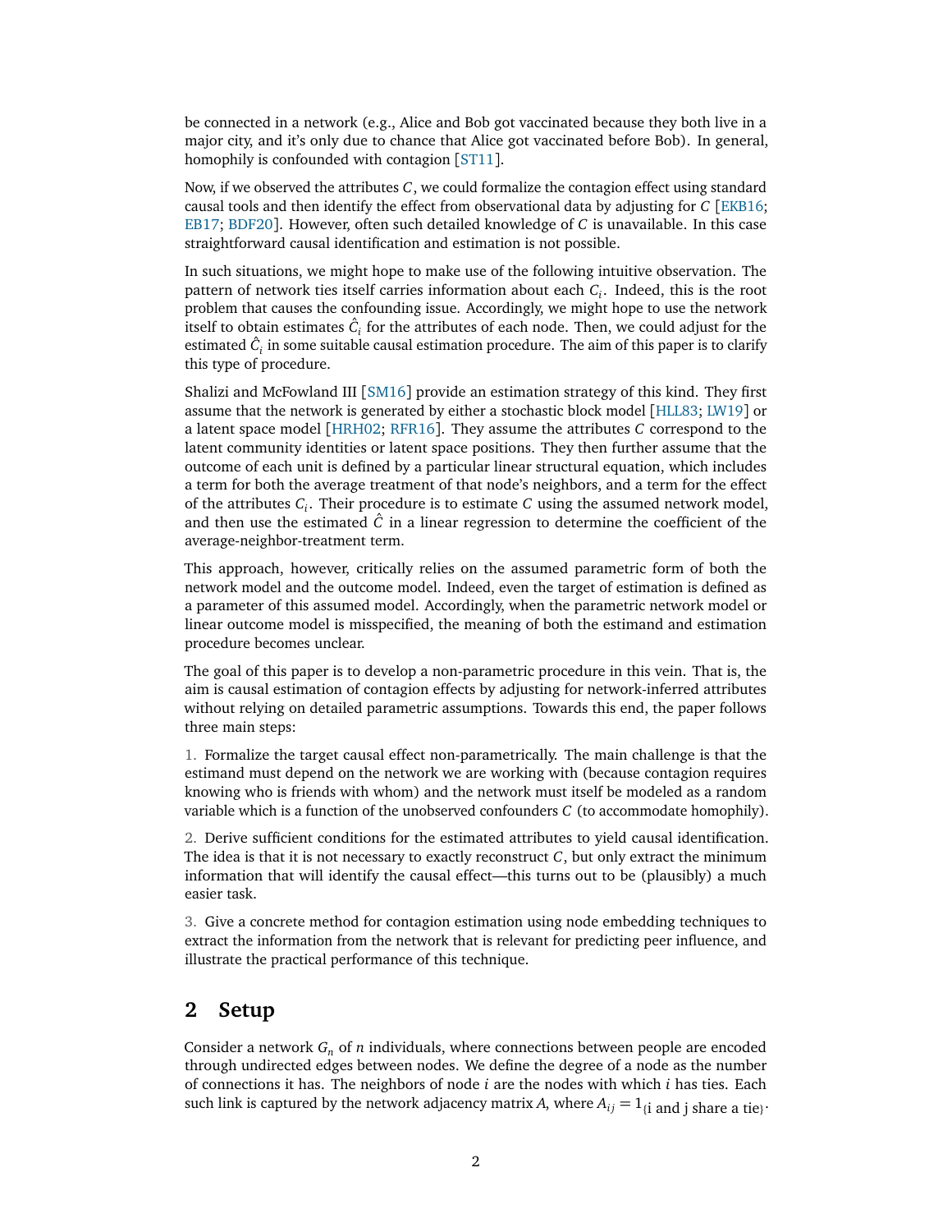be connected in a network (e.g., Alice and Bob got vaccinated because they both live in a major city, and it's only due to chance that Alice got vaccinated before Bob). In general, homophily is confounded with contagion [ST11].

Now, if we observed the attributes $C$, we could formalize the contagion effect using standard causal tools and then identify the effect from observational data by adjusting for $C$ [EKB16; EB17; BDF20]. However, often such detailed knowledge of $C$ is unavailable. In this case straightforward causal identification and estimation is not possible.

In such situations, we might hope to make use of the following intuitive observation. The pattern of network ties itself carries information about each $C_i$. Indeed, this is the root problem that causes the confounding issue. Accordingly, we might hope to use the network itself to obtain estimates $\hat{C}_i$ for the attributes of each node. Then, we could adjust for the estimated $\hat{C}_i$ in some suitable causal estimation procedure. The aim of this paper is to clarify this type of procedure.

Shalizi and McFowland III [SM16] provide an estimation strategy of this kind. They first assume that the network is generated by either a stochastic block model [HLL83; LW19] or a latent space model [HRH02; RFR16]. They assume the attributes $C$ correspond to the latent community identities or latent space positions. They then further assume that the outcome of each unit is defined by a particular linear structural equation, which includes a term for both the average treatment of that node's neighbors, and a term for the effect of the attributes $C_i$. Their procedure is to estimate $C$ using the assumed network model, and then use the estimated $\hat{C}$ in a linear regression to determine the coefficient of the average-neighbor-treatment term.

This approach, however, critically relies on the assumed parametric form of both the network model and the outcome model. Indeed, even the target of estimation is defined as a parameter of this assumed model. Accordingly, when the parametric network model or linear outcome model is misspecified, the meaning of both the estimand and estimation procedure becomes unclear.

The goal of this paper is to develop a non-parametric procedure in this vein. That is, the aim is causal estimation of contagion effects by adjusting for network-inferred attributes without relying on detailed parametric assumptions. Towards this end, the paper follows three main steps:

1. Formalize the target causal effect non-parametrically. The main challenge is that the estimand must depend on the network we are working with (because contagion requires knowing who is friends with whom) and the network must itself be modeled as a random variable which is a function of the unobserved confounders $C$ (to accommodate homophily).

2. Derive sufficient conditions for the estimated attributes to yield causal identification. The idea is that it is not necessary to exactly reconstruct $C$, but only extract the minimum information that will identify the causal effect—this turns out to be (plausibly) a much easier task.

3. Give a concrete method for contagion estimation using node embedding techniques to extract the information from the network that is relevant for predicting peer influence, and illustrate the practical performance of this technique.

## 2 Setup

Consider a network $G_n$ of $n$ individuals, where connections between people are encoded through undirected edges between nodes. We define the degree of a node as the number of connections it has. The neighbors of node $i$ are the nodes with which $i$ has ties. Each such link is captured by the network adjacency matrix $A$, where $A_{ij} = 1_{\{\text{i and j share a tie}\}}$.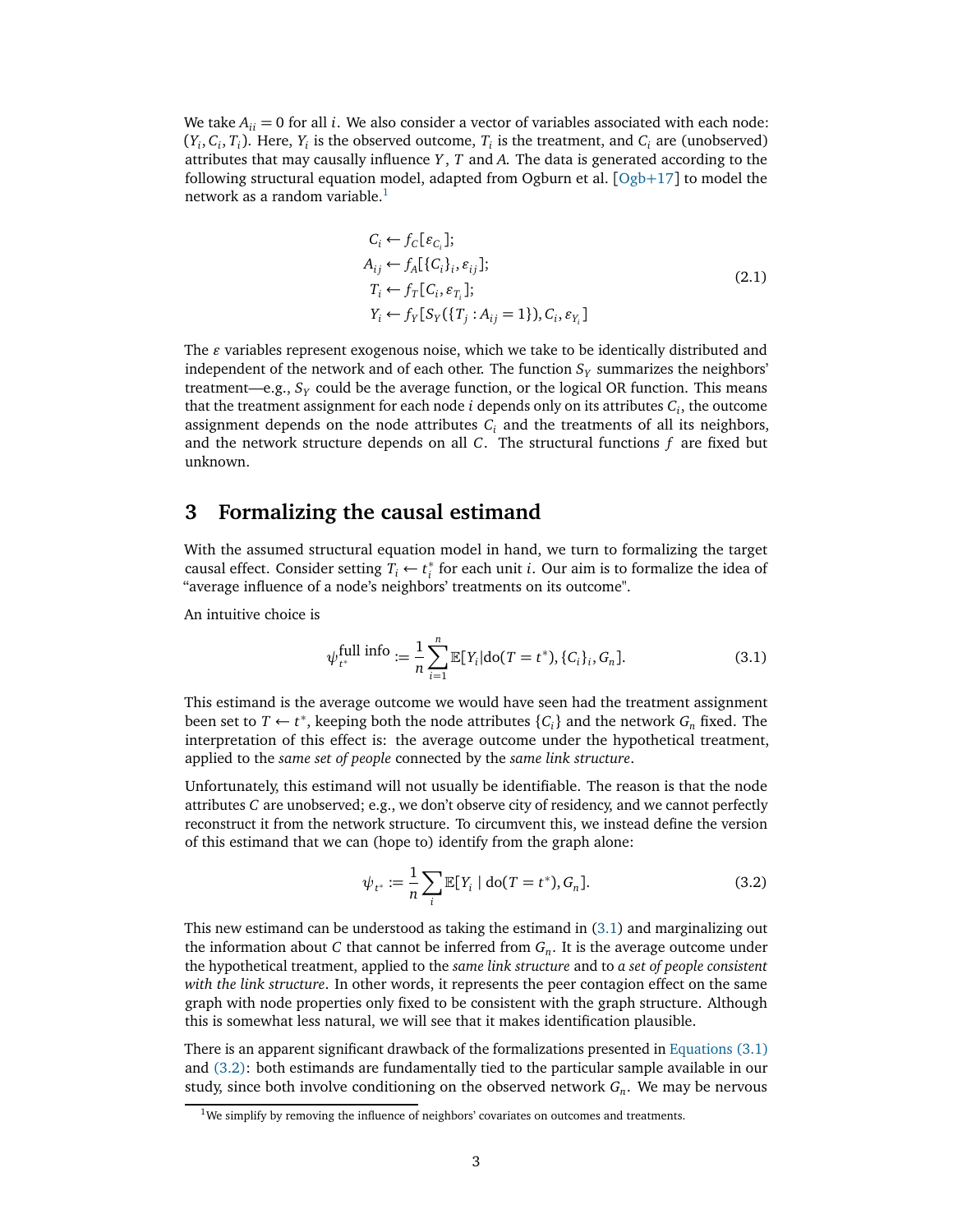We take $A_{ii} = 0$ for all $i$. We also consider a vector of variables associated with each node: $(Y_i, C_i, T_i)$. Here, $Y_i$ is the observed outcome, $T_i$ is the treatment, and $C_i$ are (unobserved) attributes that may causally influence $Y$, $T$ and $A$. The data is generated according to the following structural equation model, adapted from Ogburn et al. [Ogb+17] to model the network as a random variable.[1]

$$
\begin{aligned}
C_i &\leftarrow f_C[\varepsilon_{C_i}]; \\
A_{ij} &\leftarrow f_A[\{C_i\}_i, \varepsilon_{ij}]; \\
T_i &\leftarrow f_T[C_i, \varepsilon_{T_i}]; \\
Y_i &\leftarrow f_Y[S_Y(\{T_j : A_{ij} = 1\}), C_i, \varepsilon_{Y_i}]
\end{aligned}
\tag{2.1}
$$

The $\varepsilon$ variables represent exogenous noise, which we take to be identically distributed and independent of the network and of each other. The function $S_Y$ summarizes the neighbors' treatment—e.g., $S_Y$ could be the average function, or the logical OR function. This means that the treatment assignment for each node $i$ depends only on its attributes $C_i$, the outcome assignment depends on the node attributes $C_i$ and the treatments of all its neighbors, and the network structure depends on all $C$. The structural functions $f$ are fixed but unknown.

## 3 Formalizing the causal estimand

With the assumed structural equation model in hand, we turn to formalizing the target causal effect. Consider setting $T_i \leftarrow t_i^*$ for each unit $i$. Our aim is to formalize the idea of "average influence of a node's neighbors' treatments on its outcome".

An intuitive choice is

$$
\psi_{t^*}^{\text{full info}} := \frac{1}{n} \sum_{i=1}^{n} \mathbb{E}[Y_i | \text{do}(T = t^*), \{C_i\}_i, G_n]. \tag{3.1}
$$

This estimand is the average outcome we would have seen had the treatment assignment been set to $T \leftarrow t^*$, keeping both the node attributes $\{C_i\}$ and the network $G_n$ fixed. The interpretation of this effect is: the average outcome under the hypothetical treatment, applied to the *same set of people* connected by the *same link structure*.

Unfortunately, this estimand will not usually be identifiable. The reason is that the node attributes $C$ are unobserved; e.g., we don't observe city of residency, and we cannot perfectly reconstruct it from the network structure. To circumvent this, we instead define the version of this estimand that we can (hope to) identify from the graph alone:

$$
\psi_{t^*} := \frac{1}{n} \sum_{i} \mathbb{E}[Y_i \mid \text{do}(T = t^*), G_n]. \tag{3.2}
$$

This new estimand can be understood as taking the estimand in (3.1) and marginalizing out the information about $C$ that cannot be inferred from $G_n$. It is the average outcome under the hypothetical treatment, applied to the *same link structure* and to *a set of people consistent with the link structure*. In other words, it represents the peer contagion effect on the same graph with node properties only fixed to be consistent with the graph structure. Although this is somewhat less natural, we will see that it makes identification plausible.

There is an apparent significant drawback of the formalizations presented in Equations (3.1) and (3.2): both estimands are fundamentally tied to the particular sample available in our study, since both involve conditioning on the observed network $G_n$. We may be nervous

[1] We simplify by removing the influence of neighbors' covariates on outcomes and treatments.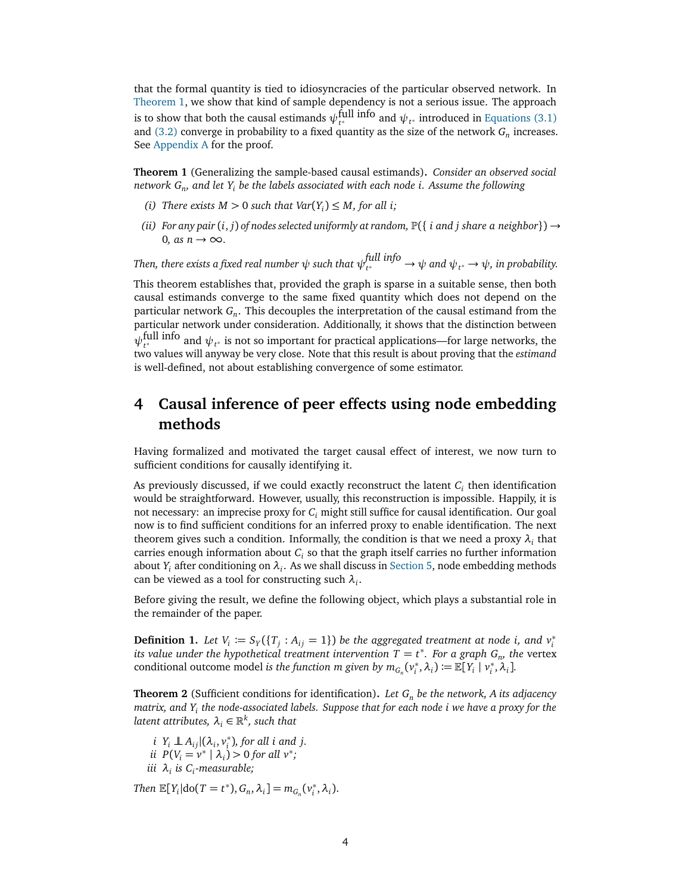that the formal quantity is tied to idiosyncracies of the particular observed network. In Theorem 1, we show that kind of sample dependency is not a serious issue. The approach is to show that both the causal estimands $\psi_{t^*}^{\text{full info}}$ and $\psi_{t^*}$ introduced in Equations (3.1) and (3.2) converge in probability to a fixed quantity as the size of the network $G_n$ increases. See Appendix A for the proof.

**Theorem 1** (Generalizing the sample-based causal estimands)**.** *Consider an observed social network $G_n$, and let $Y_i$ be the labels associated with each node $i$. Assume the following*

*(i) There exists $M > 0$ such that $Var(Y_i) \leq M$, for all $i$;*

*(ii) For any pair $(i, j)$ of nodes selected uniformly at random, $\mathbb{P}(\{ i \text{ and } j \text{ share a neighbor}\}) \to 0$, as $n \to \infty$.*

*Then, there exists a fixed real number $\psi$ such that $\psi_{t^*}^{\text{full info}} \to \psi$ and $\psi_{t^*} \to \psi$, in probability.*

This theorem establishes that, provided the graph is sparse in a suitable sense, then both causal estimands converge to the same fixed quantity which does not depend on the particular network $G_n$. This decouples the interpretation of the causal estimand from the particular network under consideration. Additionally, it shows that the distinction between $\psi_{t^*}^{\text{full info}}$ and $\psi_{t^*}$ is not so important for practical applications—for large networks, the two values will anyway be very close. Note that this result is about proving that the *estimand* is well-defined, not about establishing convergence of some estimator.

# 4 Causal inference of peer effects using node embedding methods

Having formalized and motivated the target causal effect of interest, we now turn to sufficient conditions for causally identifying it.

As previously discussed, if we could exactly reconstruct the latent $C_i$ then identification would be straightforward. However, usually, this reconstruction is impossible. Happily, it is not necessary: an imprecise proxy for $C_i$ might still suffice for causal identification. Our goal now is to find sufficient conditions for an inferred proxy to enable identification. The next theorem gives such a condition. Informally, the condition is that we need a proxy $\lambda_i$ that carries enough information about $C_i$ so that the graph itself carries no further information about $Y_i$ after conditioning on $\lambda_i$. As we shall discuss in Section 5, node embedding methods can be viewed as a tool for constructing such $\lambda_i$.

Before giving the result, we define the following object, which plays a substantial role in the remainder of the paper.

**Definition 1.** *Let $V_i := S_Y(\{T_j : A_{ij} = 1\})$ be the aggregated treatment at node $i$, and $v_i^*$ its value under the hypothetical treatment intervention $T = t^*$. For a graph $G_n$, the* vertex conditional outcome model *is the function $m$ given by $m_{G_n}(v_i^*, \lambda_i) := \mathbb{E}[Y_i \mid v_i^*, \lambda_i]$.*

**Theorem 2** (Sufficient conditions for identification)**.** *Let $G_n$ be the network, $A$ its adjacency matrix, and $Y_i$ the node-associated labels. Suppose that for each node $i$ we have a proxy for the latent attributes, $\lambda_i \in \mathbb{R}^k$, such that*

*i $Y_i \perp\!\!\!\perp A_{ij} | (\lambda_i, v_i^*)$, for all $i$ and $j$.*
*ii $P(V_i = v^* \mid \lambda_i) > 0$ for all $v^*$;*
*iii $\lambda_i$ is $C_i$-measurable;*

*Then $\mathbb{E}[Y_i | \text{do}(T = t^*), G_n, \lambda_i] = m_{G_n}(v_i^*, \lambda_i)$.*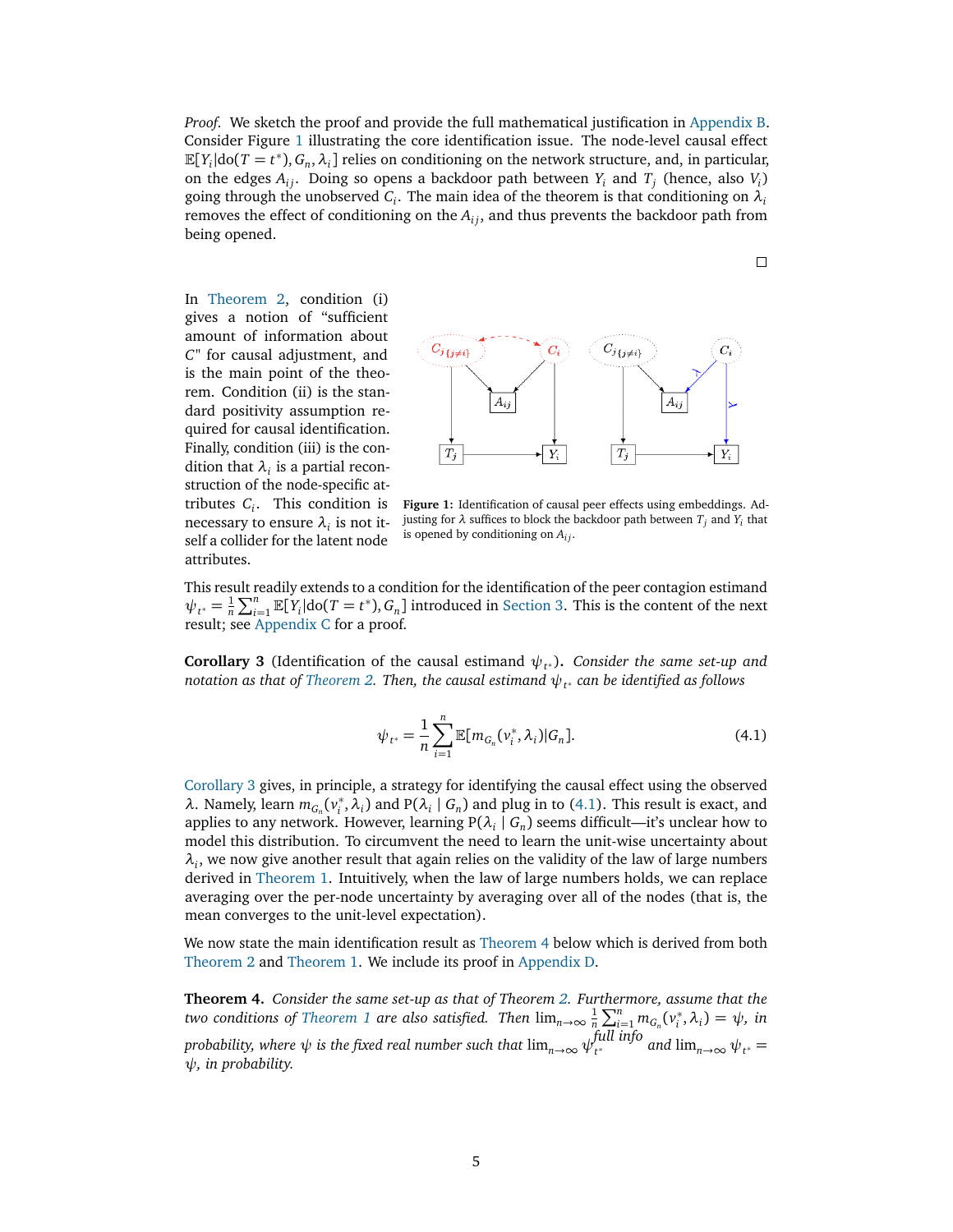*Proof.* We sketch the proof and provide the full mathematical justification in Appendix B. Consider Figure 1 illustrating the core identification issue. The node-level causal effect $\mathbb{E}[Y_i|\text{do}(T = t^*), G_n, \lambda_i]$ relies on conditioning on the network structure, and, in particular, on the edges $A_{ij}$. Doing so opens a backdoor path between $Y_i$ and $T_j$ (hence, also $V_i$) going through the unobserved $C_i$. The main idea of the theorem is that conditioning on $\lambda_i$ removes the effect of conditioning on the $A_{ij}$, and thus prevents the backdoor path from being opened. □

In Theorem 2, condition (i) gives a notion of "sufficient amount of information about $C$" for causal adjustment, and is the main point of the theorem. Condition (ii) is the standard positivity assumption required for causal identification. Finally, condition (iii) is the condition that $\lambda_i$ is a partial reconstruction of the node-specific attributes $C_i$. This condition is necessary to ensure $\lambda_i$ is not itself a collider for the latent node attributes.

**Figure 1:** Identification of causal peer effects using embeddings. Adjusting for $\lambda$ suffices to block the backdoor path between $T_j$ and $Y_i$ that is opened by conditioning on $A_{ij}$.

This result readily extends to a condition for the identification of the peer contagion estimand $\psi_{t^*} = \frac{1}{n}\sum_{i=1}^{n} \mathbb{E}[Y_i|\text{do}(T = t^*), G_n]$ introduced in Section 3. This is the content of the next result; see Appendix C for a proof.

**Corollary 3** (Identification of the causal estimand $\psi_{t^*}$). *Consider the same set-up and notation as that of Theorem 2. Then, the causal estimand $\psi_{t^*}$ can be identified as follows*

$$\psi_{t^*} = \frac{1}{n}\sum_{i=1}^{n} \mathbb{E}[m_{G_n}(v_i^*, \lambda_i)|G_n]. \tag{4.1}$$

Corollary 3 gives, in principle, a strategy for identifying the causal effect using the observed $\lambda$. Namely, learn $m_{G_n}(v_i^*, \lambda_i)$ and $\text{P}(\lambda_i \mid G_n)$ and plug in to (4.1). This result is exact, and applies to any network. However, learning $\text{P}(\lambda_i \mid G_n)$ seems difficult—it's unclear how to model this distribution. To circumvent the need to learn the unit-wise uncertainty about $\lambda_i$, we now give another result that again relies on the validity of the law of large numbers derived in Theorem 1. Intuitively, when the law of large numbers holds, we can replace averaging over the per-node uncertainty by averaging over all of the nodes (that is, the mean converges to the unit-level expectation).

We now state the main identification result as Theorem 4 below which is derived from both Theorem 2 and Theorem 1. We include its proof in Appendix D.

**Theorem 4.** *Consider the same set-up as that of Theorem 2. Furthermore, assume that the two conditions of Theorem 1 are also satisfied. Then $\lim_{n\to\infty} \frac{1}{n}\sum_{i=1}^{n} m_{G_n}(v_i^*, \lambda_i) = \psi$, in probability, where $\psi$ is the fixed real number such that $\lim_{n\to\infty} \psi_{t^*}^{\text{full info}}$ and $\lim_{n\to\infty} \psi_{t^*} = \psi$, in probability.*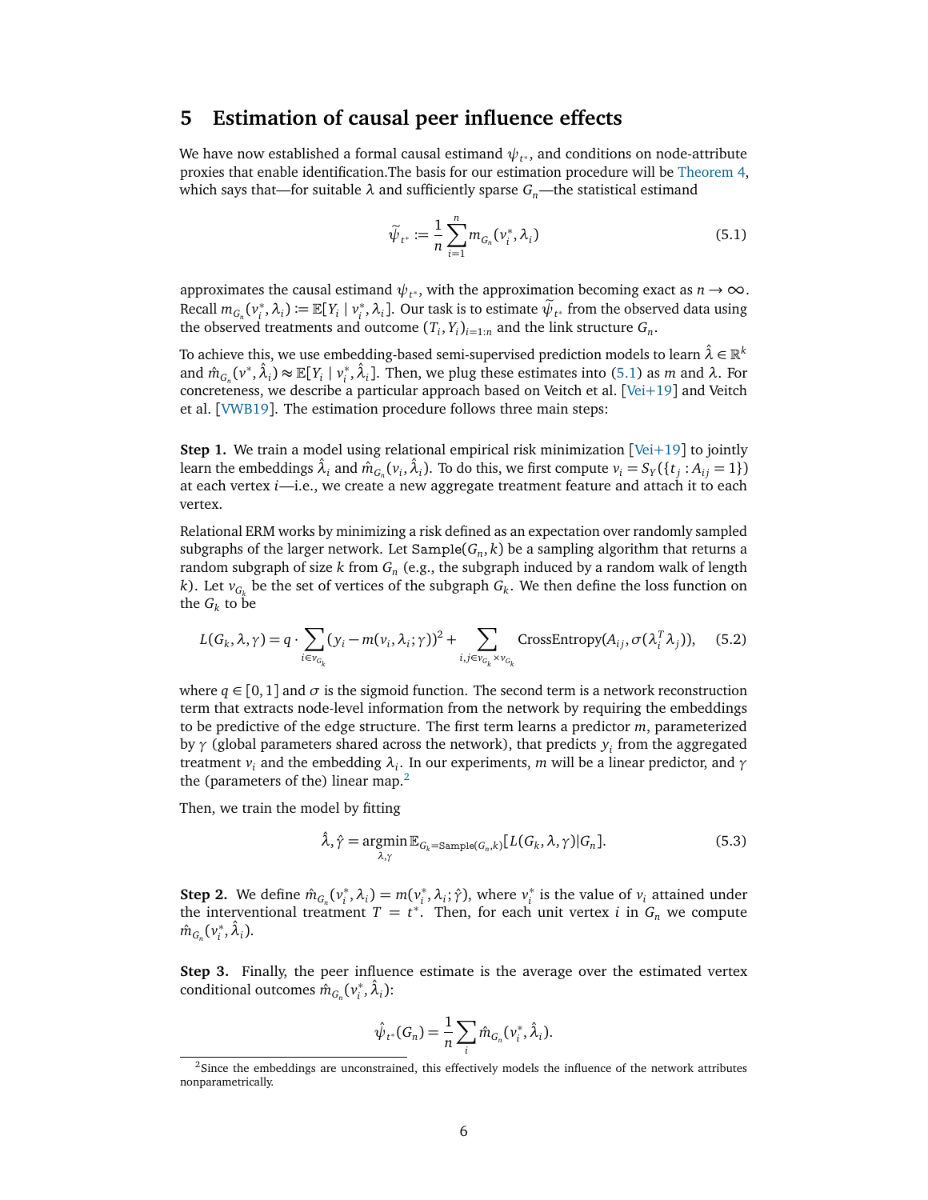## 5 Estimation of causal peer influence effects

We have now established a formal causal estimand $\psi_{t^*}$, and conditions on node-attribute proxies that enable identification.The basis for our estimation procedure will be Theorem 4, which says that—for suitable $\lambda$ and sufficiently sparse $G_n$—the statistical estimand

$$\widetilde{\psi}_{t^*} := \frac{1}{n} \sum_{i=1}^{n} m_{G_n}(v_i^*, \lambda_i) \tag{5.1}$$

approximates the causal estimand $\psi_{t^*}$, with the approximation becoming exact as $n \to \infty$. Recall $m_{G_n}(v_i^*, \lambda_i) := \mathbb{E}[Y_i \mid v_i^*, \lambda_i]$. Our task is to estimate $\widetilde{\psi}_{t^*}$ from the observed data using the observed treatments and outcome $(T_i, Y_i)_{i=1:n}$ and the link structure $G_n$.

To achieve this, we use embedding-based semi-supervised prediction models to learn $\hat{\lambda} \in \mathbb{R}^k$ and $\hat{m}_{G_n}(v^*, \hat{\lambda}_i) \approx \mathbb{E}[Y_i \mid v_i^*, \hat{\lambda}_i]$. Then, we plug these estimates into (5.1) as $m$ and $\lambda$. For concreteness, we describe a particular approach based on Veitch et al. [Vei+19] and Veitch et al. [VWB19]. The estimation procedure follows three main steps:

**Step 1.** We train a model using relational empirical risk minimization [Vei+19] to jointly learn the embeddings $\hat{\lambda}_i$ and $\hat{m}_{G_n}(v_i, \hat{\lambda}_i)$. To do this, we first compute $v_i = S_Y(\{t_j : A_{ij} = 1\})$ at each vertex $i$—i.e., we create a new aggregate treatment feature and attach it to each vertex.

Relational ERM works by minimizing a risk defined as an expectation over randomly sampled subgraphs of the larger network. Let $\texttt{Sample}(G_n, k)$ be a sampling algorithm that returns a random subgraph of size $k$ from $G_n$ (e.g., the subgraph induced by a random walk of length $k$). Let $v_{G_k}$ be the set of vertices of the subgraph $G_k$. We then define the loss function on the $G_k$ to be

$$L(G_k, \lambda, \gamma) = q \cdot \sum_{i \in v_{G_k}} (y_i - m(v_i, \lambda_i; \gamma))^2 + \sum_{i,j \in v_{G_k} \times v_{G_k}} \text{CrossEntropy}(A_{ij}, \sigma(\lambda_i^T \lambda_j)), \tag{5.2}$$

where $q \in [0, 1]$ and $\sigma$ is the sigmoid function. The second term is a network reconstruction term that extracts node-level information from the network by requiring the embeddings to be predictive of the edge structure. The first term learns a predictor $m$, parameterized by $\gamma$ (global parameters shared across the network), that predicts $y_i$ from the aggregated treatment $v_i$ and the embedding $\lambda_i$. In our experiments, $m$ will be a linear predictor, and $\gamma$ the (parameters of the) linear map.[2]

Then, we train the model by fitting

$$\hat{\lambda}, \hat{\gamma} = \operatorname*{argmin}_{\lambda, \gamma} \mathbb{E}_{G_k = \texttt{Sample}(G_n, k)}[L(G_k, \lambda, \gamma) | G_n]. \tag{5.3}$$

**Step 2.** We define $\hat{m}_{G_n}(v_i^*, \lambda_i) = m(v_i^*, \lambda_i; \hat{\gamma})$, where $v_i^*$ is the value of $v_i$ attained under the interventional treatment $T = t^*$. Then, for each unit vertex $i$ in $G_n$ we compute $\hat{m}_{G_n}(v_i^*, \hat{\lambda}_i)$.

**Step 3.** Finally, the peer influence estimate is the average over the estimated vertex conditional outcomes $\hat{m}_{G_n}(v_i^*, \hat{\lambda}_i)$:

$$\hat{\psi}_{t^*}(G_n) = \frac{1}{n} \sum_i \hat{m}_{G_n}(v_i^*, \hat{\lambda}_i).$$

[2] Since the embeddings are unconstrained, this effectively models the influence of the network attributes nonparametrically.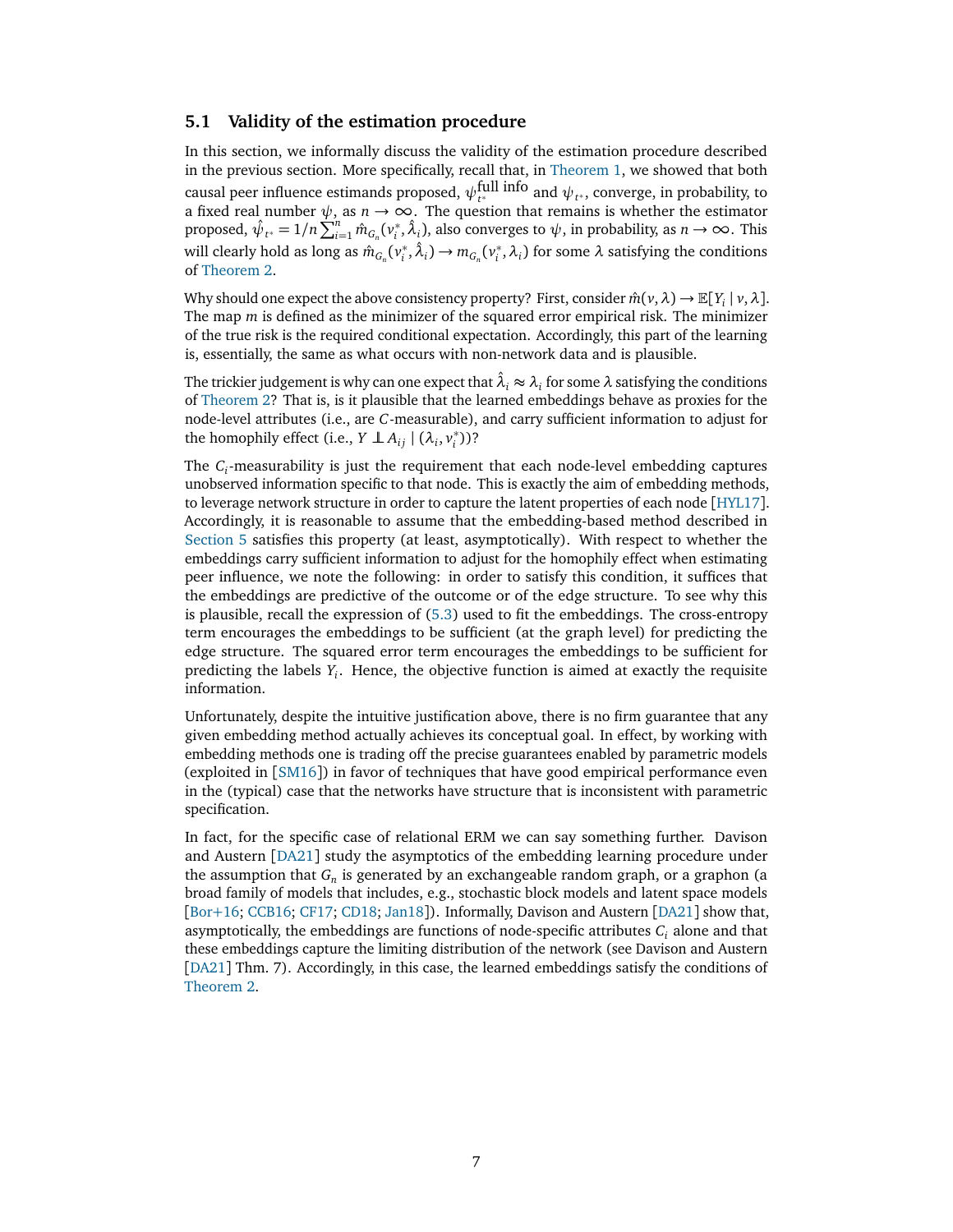### 5.1 Validity of the estimation procedure

In this section, we informally discuss the validity of the estimation procedure described in the previous section. More specifically, recall that, in Theorem 1, we showed that both causal peer influence estimands proposed, $\psi_{t^*}^{\text{full info}}$ and $\psi_{t^*}$, converge, in probability, to a fixed real number $\psi$, as $n \to \infty$. The question that remains is whether the estimator proposed, $\hat{\psi}_{t^*} = 1/n \sum_{i=1}^{n} \hat{m}_{G_n}(v_i^*, \hat{\lambda}_i)$, also converges to $\psi$, in probability, as $n \to \infty$. This will clearly hold as long as $\hat{m}_{G_n}(v_i^*, \hat{\lambda}_i) \to m_{G_n}(v_i^*, \lambda_i)$ for some $\lambda$ satisfying the conditions of Theorem 2.

Why should one expect the above consistency property? First, consider $\hat{m}(v, \lambda) \to \mathbb{E}[Y_i \mid v, \lambda]$. The map $m$ is defined as the minimizer of the squared error empirical risk. The minimizer of the true risk is the required conditional expectation. Accordingly, this part of the learning is, essentially, the same as what occurs with non-network data and is plausible.

The trickier judgement is why can one expect that $\hat{\lambda}_i \approx \lambda_i$ for some $\lambda$ satisfying the conditions of Theorem 2? That is, is it plausible that the learned embeddings behave as proxies for the node-level attributes (i.e., are $C$-measurable), and carry sufficient information to adjust for the homophily effect (i.e., $Y \perp A_{ij} \mid (\lambda_i, v_i^*)$)?

The $C_i$-measurability is just the requirement that each node-level embedding captures unobserved information specific to that node. This is exactly the aim of embedding methods, to leverage network structure in order to capture the latent properties of each node [HYL17]. Accordingly, it is reasonable to assume that the embedding-based method described in Section 5 satisfies this property (at least, asymptotically). With respect to whether the embeddings carry sufficient information to adjust for the homophily effect when estimating peer influence, we note the following: in order to satisfy this condition, it suffices that the embeddings are predictive of the outcome or of the edge structure. To see why this is plausible, recall the expression of (5.3) used to fit the embeddings. The cross-entropy term encourages the embeddings to be sufficient (at the graph level) for predicting the edge structure. The squared error term encourages the embeddings to be sufficient for predicting the labels $Y_i$. Hence, the objective function is aimed at exactly the requisite information.

Unfortunately, despite the intuitive justification above, there is no firm guarantee that any given embedding method actually achieves its conceptual goal. In effect, by working with embedding methods one is trading off the precise guarantees enabled by parametric models (exploited in [SM16]) in favor of techniques that have good empirical performance even in the (typical) case that the networks have structure that is inconsistent with parametric specification.

In fact, for the specific case of relational ERM we can say something further. Davison and Austern [DA21] study the asymptotics of the embedding learning procedure under the assumption that $G_n$ is generated by an exchangeable random graph, or a graphon (a broad family of models that includes, e.g., stochastic block models and latent space models [Bor+16; CCB16; CF17; CD18; Jan18]). Informally, Davison and Austern [DA21] show that, asymptotically, the embeddings are functions of node-specific attributes $C_i$ alone and that these embeddings capture the limiting distribution of the network (see Davison and Austern [DA21] Thm. 7). Accordingly, in this case, the learned embeddings satisfy the conditions of Theorem 2.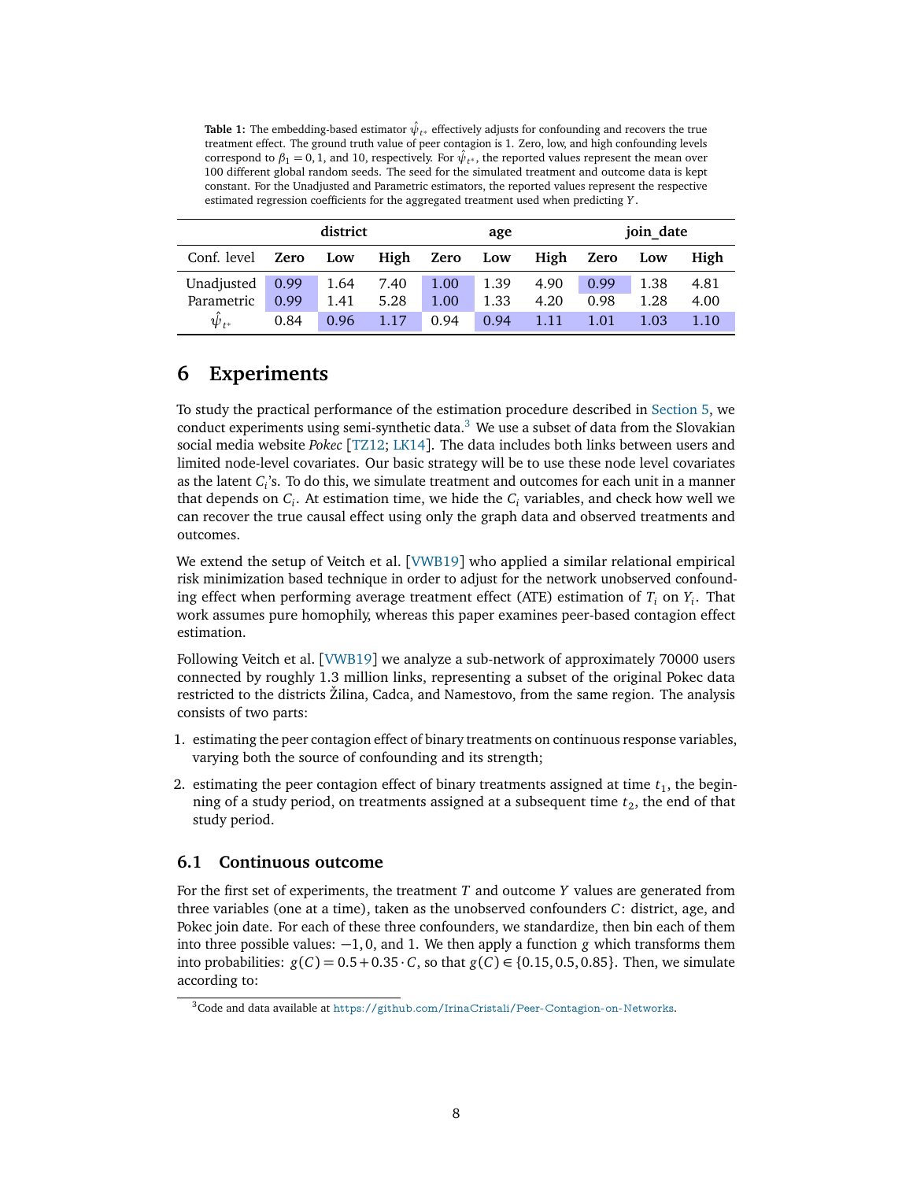**Table 1:** The embedding-based estimator $\hat{\psi}_{t^*}$ effectively adjusts for confounding and recovers the true treatment effect. The ground truth value of peer contagion is 1. Zero, low, and high confounding levels correspond to $\beta_1 = 0, 1$, and 10, respectively. For $\hat{\psi}_{t^*}$, the reported values represent the mean over 100 different global random seeds. The seed for the simulated treatment and outcome data is kept constant. For the Unadjusted and Parametric estimators, the reported values represent the respective estimated regression coefficients for the aggregated treatment used when predicting $Y$.

| | **district** | | | **age** | | | **join_date** | | |
|---|---|---|---|---|---|---|---|---|---|
| Conf. level | **Zero** | **Low** | **High** | **Zero** | **Low** | **High** | **Zero** | **Low** | **High** |
| Unadjusted | 0.99 | 1.64 | 7.40 | 1.00 | 1.39 | 4.90 | 0.99 | 1.38 | 4.81 |
| Parametric | 0.99 | 1.41 | 5.28 | 1.00 | 1.33 | 4.20 | 0.98 | 1.28 | 4.00 |
| $\hat{\psi}_{t^*}$ | 0.84 | 0.96 | 1.17 | 0.94 | 0.94 | 1.11 | 1.01 | 1.03 | 1.10 |

# 6 Experiments

To study the practical performance of the estimation procedure described in Section 5, we conduct experiments using semi-synthetic data.[3] We use a subset of data from the Slovakian social media website *Pokec* [TZ12; LK14]. The data includes both links between users and limited node-level covariates. Our basic strategy will be to use these node level covariates as the latent $C_i$'s. To do this, we simulate treatment and outcomes for each unit in a manner that depends on $C_i$. At estimation time, we hide the $C_i$ variables, and check how well we can recover the true causal effect using only the graph data and observed treatments and outcomes.

We extend the setup of Veitch et al. [VWB19] who applied a similar relational empirical risk minimization based technique in order to adjust for the network unobserved confounding effect when performing average treatment effect (ATE) estimation of $T_i$ on $Y_i$. That work assumes pure homophily, whereas this paper examines peer-based contagion effect estimation.

Following Veitch et al. [VWB19] we analyze a sub-network of approximately 70000 users connected by roughly 1.3 million links, representing a subset of the original Pokec data restricted to the districts Žilina, Cadca, and Namestovo, from the same region. The analysis consists of two parts:

1. estimating the peer contagion effect of binary treatments on continuous response variables, varying both the source of confounding and its strength;
2. estimating the peer contagion effect of binary treatments assigned at time $t_1$, the beginning of a study period, on treatments assigned at a subsequent time $t_2$, the end of that study period.

## 6.1 Continuous outcome

For the first set of experiments, the treatment $T$ and outcome $Y$ values are generated from three variables (one at a time), taken as the unobserved confounders $C$: district, age, and Pokec join date. For each of these three confounders, we standardize, then bin each of them into three possible values: $-1, 0$, and $1$. We then apply a function $g$ which transforms them into probabilities: $g(C) = 0.5 + 0.35 \cdot C$, so that $g(C) \in \{0.15, 0.5, 0.85\}$. Then, we simulate according to:

[3] Code and data available at https://github.com/IrinaCristali/Peer-Contagion-on-Networks.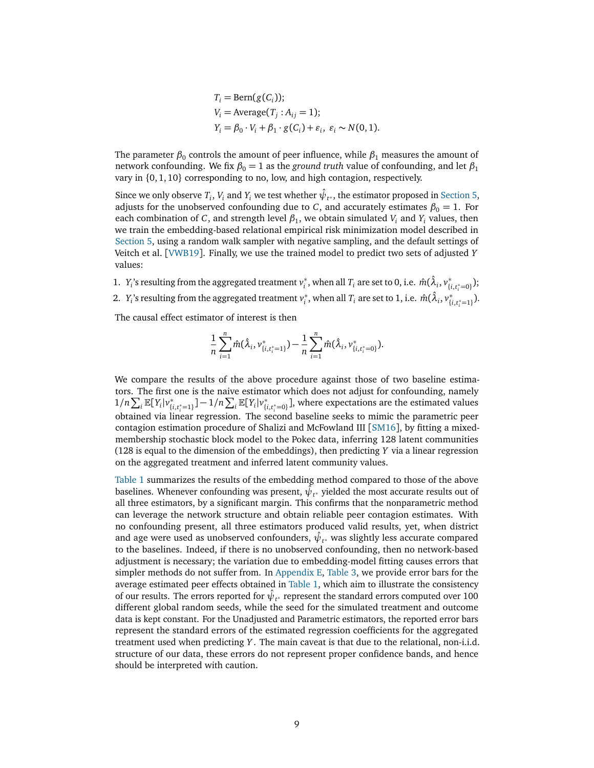$$
\begin{aligned}
T_i &= \text{Bern}(g(C_i)); \\
V_i &= \text{Average}(T_j : A_{ij} = 1); \\
Y_i &= \beta_0 \cdot V_i + \beta_1 \cdot g(C_i) + \varepsilon_i, \ \varepsilon_i \sim N(0,1).
\end{aligned}
$$

The parameter $\beta_0$ controls the amount of peer influence, while $\beta_1$ measures the amount of network confounding. We fix $\beta_0 = 1$ as the *ground truth* value of confounding, and let $\beta_1$ vary in $\{0, 1, 10\}$ corresponding to no, low, and high contagion, respectively.

Since we only observe $T_i$, $V_i$ and $Y_i$ we test whether $\hat{\psi}_{t^*}$, the estimator proposed in Section 5, adjusts for the unobserved confounding due to $C$, and accurately estimates $\beta_0 = 1$. For each combination of $C$, and strength level $\beta_1$, we obtain simulated $V_i$ and $Y_i$ values, then we train the embedding-based relational empirical risk minimization model described in Section 5, using a random walk sampler with negative sampling, and the default settings of Veitch et al. [VWB19]. Finally, we use the trained model to predict two sets of adjusted $Y$ values:

1. $Y_i$'s resulting from the aggregated treatment $v_i^*$, when all $T_i$ are set to 0, i.e. $\hat{m}(\hat{\lambda}_i, v^*_{\{i,t_i^*=0\}})$;
2. $Y_i$'s resulting from the aggregated treatment $v_i^*$, when all $T_i$ are set to 1, i.e. $\hat{m}(\hat{\lambda}_i, v^*_{\{i,t_i^*=1\}})$.

The causal effect estimator of interest is then

$$
\frac{1}{n}\sum_{i=1}^{n} \hat{m}(\hat{\lambda}_i, v^*_{\{i,t_i^*=1\}}) - \frac{1}{n}\sum_{i=1}^{n} \hat{m}(\hat{\lambda}_i, v^*_{\{i,t_i^*=0\}}).
$$

We compare the results of the above procedure against those of two baseline estimators. The first one is the naive estimator which does not adjust for confounding, namely $1/n\sum_i \mathbb{E}[Y_i|v^*_{\{i,t_i^*=1\}}] - 1/n\sum_i \mathbb{E}[Y_i|v^*_{\{i,t_i^*=0\}}]$, where expectations are the estimated values obtained via linear regression. The second baseline seeks to mimic the parametric peer contagion estimation procedure of Shalizi and McFowland III [SM16], by fitting a mixed-membership stochastic block model to the Pokec data, inferring 128 latent communities (128 is equal to the dimension of the embeddings), then predicting $Y$ via a linear regression on the aggregated treatment and inferred latent community values.

Table 1 summarizes the results of the embedding method compared to those of the above baselines. Whenever confounding was present, $\hat{\psi}_{t^*}$ yielded the most accurate results out of all three estimators, by a significant margin. This confirms that the nonparametric method can leverage the network structure and obtain reliable peer contagion estimates. With no confounding present, all three estimators produced valid results, yet, when district and age were used as unobserved confounders, $\hat{\psi}_{t^*}$ was slightly less accurate compared to the baselines. Indeed, if there is no unobserved confounding, then no network-based adjustment is necessary; the variation due to embedding-model fitting causes errors that simpler methods do not suffer from. In Appendix E, Table 3, we provide error bars for the average estimated peer effects obtained in Table 1, which aim to illustrate the consistency of our results. The errors reported for $\hat{\psi}_{t^*}$ represent the standard errors computed over 100 different global random seeds, while the seed for the simulated treatment and outcome data is kept constant. For the Unadjusted and Parametric estimators, the reported error bars represent the standard errors of the estimated regression coefficients for the aggregated treatment used when predicting $Y$. The main caveat is that due to the relational, non-i.i.d. structure of our data, these errors do not represent proper confidence bands, and hence should be interpreted with caution.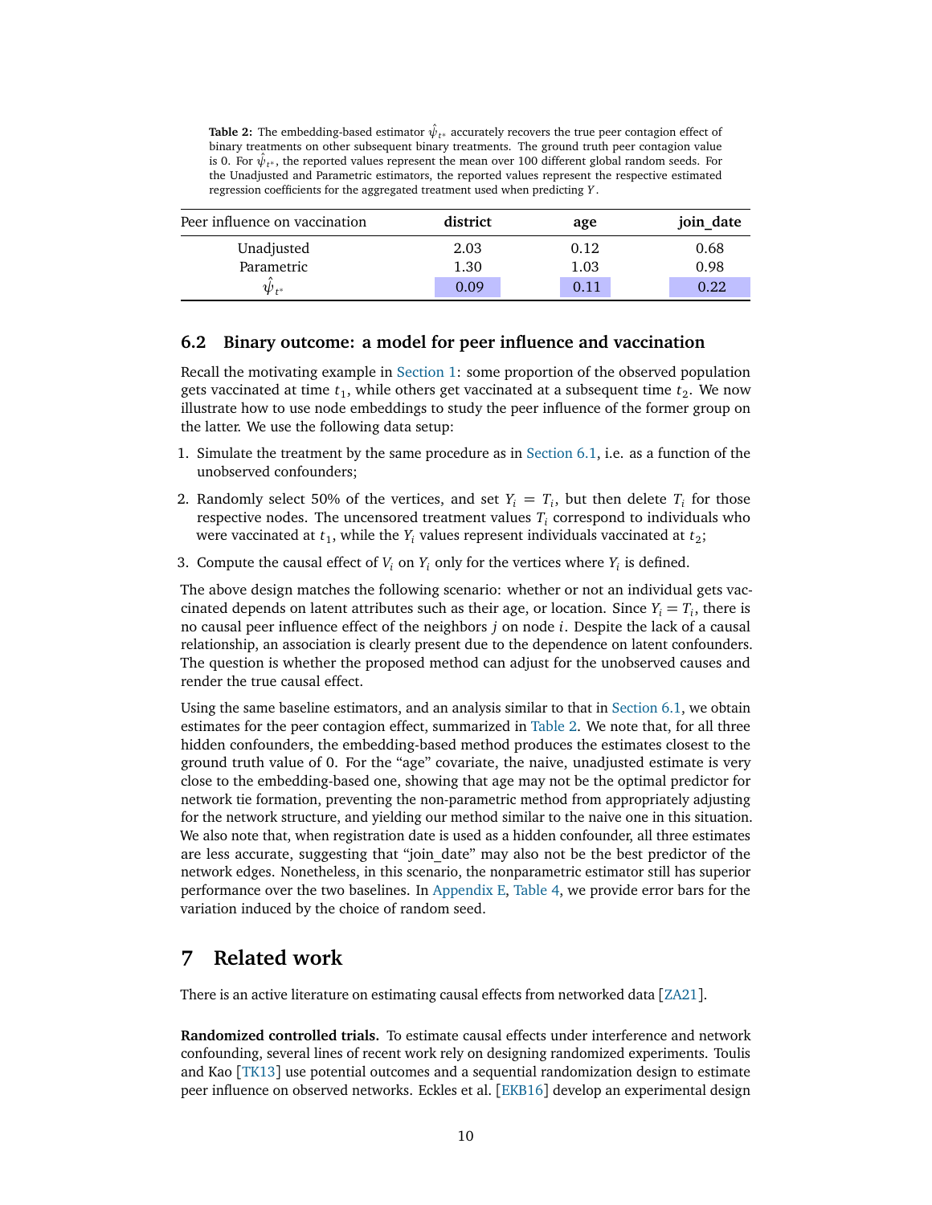**Table 2:** The embedding-based estimator $\hat{\psi}_{t^*}$ accurately recovers the true peer contagion effect of binary treatments on other subsequent binary treatments. The ground truth peer contagion value is 0. For $\hat{\psi}_{t^*}$, the reported values represent the mean over 100 different global random seeds. For the Unadjusted and Parametric estimators, the reported values represent the respective estimated regression coefficients for the aggregated treatment used when predicting $Y$.

| Peer influence on vaccination | **district** | **age** | **join_date** |
|---|---|---|---|
| Unadjusted | 2.03 | 0.12 | 0.68 |
| Parametric | 1.30 | 1.03 | 0.98 |
| $\hat{\psi}_{t^*}$ | 0.09 | 0.11 | 0.22 |

### 6.2 Binary outcome: a model for peer influence and vaccination

Recall the motivating example in Section 1: some proportion of the observed population gets vaccinated at time $t_1$, while others get vaccinated at a subsequent time $t_2$. We now illustrate how to use node embeddings to study the peer influence of the former group on the latter. We use the following data setup:

1. Simulate the treatment by the same procedure as in Section 6.1, i.e. as a function of the unobserved confounders;
2. Randomly select 50% of the vertices, and set $Y_i = T_i$, but then delete $T_i$ for those respective nodes. The uncensored treatment values $T_i$ correspond to individuals who were vaccinated at $t_1$, while the $Y_i$ values represent individuals vaccinated at $t_2$;
3. Compute the causal effect of $V_i$ on $Y_i$ only for the vertices where $Y_i$ is defined.

The above design matches the following scenario: whether or not an individual gets vaccinated depends on latent attributes such as their age, or location. Since $Y_i = T_i$, there is no causal peer influence effect of the neighbors $j$ on node $i$. Despite the lack of a causal relationship, an association is clearly present due to the dependence on latent confounders. The question is whether the proposed method can adjust for the unobserved causes and render the true causal effect.

Using the same baseline estimators, and an analysis similar to that in Section 6.1, we obtain estimates for the peer contagion effect, summarized in Table 2. We note that, for all three hidden confounders, the embedding-based method produces the estimates closest to the ground truth value of 0. For the "age" covariate, the naive, unadjusted estimate is very close to the embedding-based one, showing that age may not be the optimal predictor for network tie formation, preventing the non-parametric method from appropriately adjusting for the network structure, and yielding our method similar to the naive one in this situation. We also note that, when registration date is used as a hidden confounder, all three estimates are less accurate, suggesting that "join_date" may also not be the best predictor of the network edges. Nonetheless, in this scenario, the nonparametric estimator still has superior performance over the two baselines. In Appendix E, Table 4, we provide error bars for the variation induced by the choice of random seed.

## 7 Related work

There is an active literature on estimating causal effects from networked data [ZA21].

**Randomized controlled trials.** To estimate causal effects under interference and network confounding, several lines of recent work rely on designing randomized experiments. Toulis and Kao [TK13] use potential outcomes and a sequential randomization design to estimate peer influence on observed networks. Eckles et al. [EKB16] develop an experimental design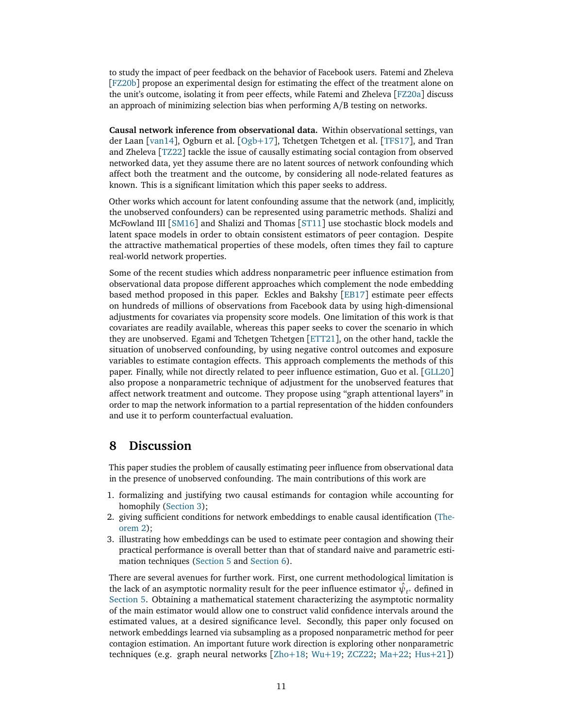to study the impact of peer feedback on the behavior of Facebook users. Fatemi and Zheleva [FZ20b] propose an experimental design for estimating the effect of the treatment alone on the unit's outcome, isolating it from peer effects, while Fatemi and Zheleva [FZ20a] discuss an approach of minimizing selection bias when performing A/B testing on networks.

**Causal network inference from observational data.** Within observational settings, van der Laan [van14], Ogburn et al. [Ogb+17], Tchetgen Tchetgen et al. [TFS17], and Tran and Zheleva [TZ22] tackle the issue of causally estimating social contagion from observed networked data, yet they assume there are no latent sources of network confounding which affect both the treatment and the outcome, by considering all node-related features as known. This is a significant limitation which this paper seeks to address.

Other works which account for latent confounding assume that the network (and, implicitly, the unobserved confounders) can be represented using parametric methods. Shalizi and McFowland III [SM16] and Shalizi and Thomas [ST11] use stochastic block models and latent space models in order to obtain consistent estimators of peer contagion. Despite the attractive mathematical properties of these models, often times they fail to capture real-world network properties.

Some of the recent studies which address nonparametric peer influence estimation from observational data propose different approaches which complement the node embedding based method proposed in this paper. Eckles and Bakshy [EB17] estimate peer effects on hundreds of millions of observations from Facebook data by using high-dimensional adjustments for covariates via propensity score models. One limitation of this work is that covariates are readily available, whereas this paper seeks to cover the scenario in which they are unobserved. Egami and Tchetgen Tchetgen [ETT21], on the other hand, tackle the situation of unobserved confounding, by using negative control outcomes and exposure variables to estimate contagion effects. This approach complements the methods of this paper. Finally, while not directly related to peer influence estimation, Guo et al. [GLL20] also propose a nonparametric technique of adjustment for the unobserved features that affect network treatment and outcome. They propose using "graph attentional layers" in order to map the network information to a partial representation of the hidden confounders and use it to perform counterfactual evaluation.

## 8 Discussion

This paper studies the problem of causally estimating peer influence from observational data in the presence of unobserved confounding. The main contributions of this work are

1. formalizing and justifying two causal estimands for contagion while accounting for homophily (Section 3);
2. giving sufficient conditions for network embeddings to enable causal identification (Theorem 2);
3. illustrating how embeddings can be used to estimate peer contagion and showing their practical performance is overall better than that of standard naive and parametric estimation techniques (Section 5 and Section 6).

There are several avenues for further work. First, one current methodological limitation is the lack of an asymptotic normality result for the peer influence estimator $\hat{\psi}_{t^*}$ defined in Section 5. Obtaining a mathematical statement characterizing the asymptotic normality of the main estimator would allow one to construct valid confidence intervals around the estimated values, at a desired significance level. Secondly, this paper only focused on network embeddings learned via subsampling as a proposed nonparametric method for peer contagion estimation. An important future work direction is exploring other nonparametric techniques (e.g. graph neural networks [Zho+18; Wu+19; ZCZ22; Ma+22; Hus+21])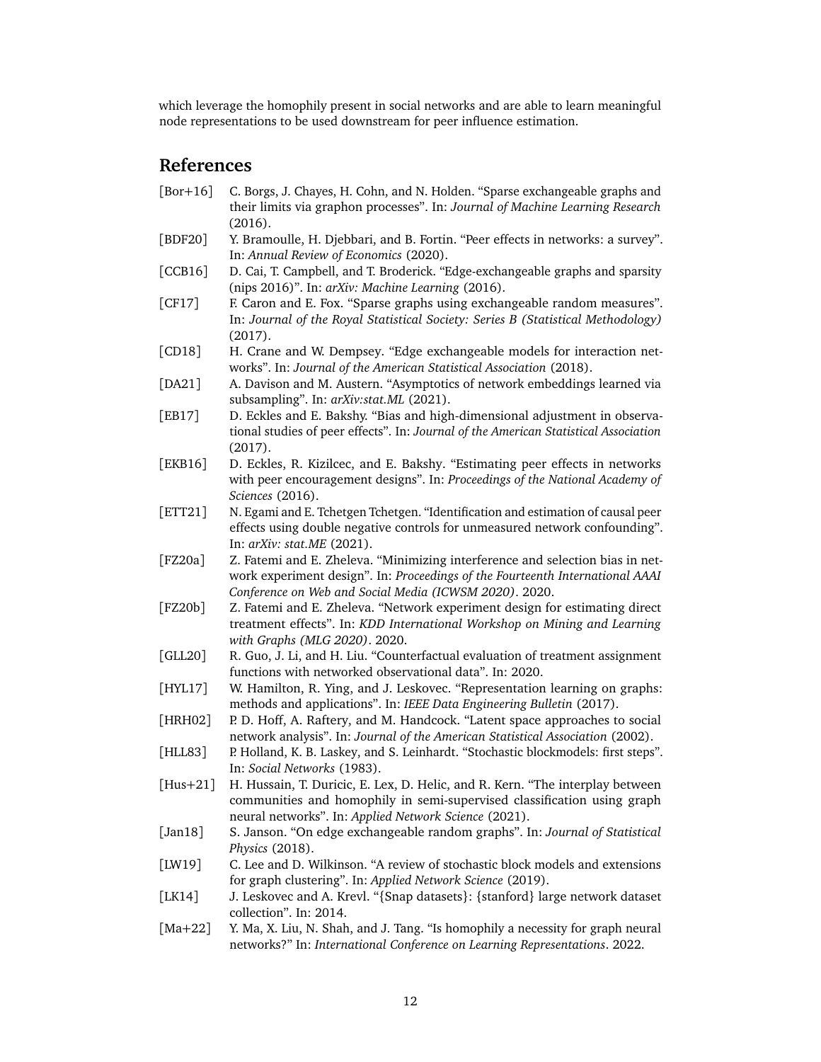which leverage the homophily present in social networks and are able to learn meaningful node representations to be used downstream for peer influence estimation.

## References

[Bor+16] C. Borgs, J. Chayes, H. Cohn, and N. Holden. "Sparse exchangeable graphs and their limits via graphon processes". In: *Journal of Machine Learning Research* (2016).

[BDF20] Y. Bramoulle, H. Djebbari, and B. Fortin. "Peer effects in networks: a survey". In: *Annual Review of Economics* (2020).

[CCB16] D. Cai, T. Campbell, and T. Broderick. "Edge-exchangeable graphs and sparsity (nips 2016)". In: *arXiv: Machine Learning* (2016).

[CF17] F. Caron and E. Fox. "Sparse graphs using exchangeable random measures". In: *Journal of the Royal Statistical Society: Series B (Statistical Methodology)* (2017).

[CD18] H. Crane and W. Dempsey. "Edge exchangeable models for interaction networks". In: *Journal of the American Statistical Association* (2018).

[DA21] A. Davison and M. Austern. "Asymptotics of network embeddings learned via subsampling". In: *arXiv:stat.ML* (2021).

[EB17] D. Eckles and E. Bakshy. "Bias and high-dimensional adjustment in observational studies of peer effects". In: *Journal of the American Statistical Association* (2017).

[EKB16] D. Eckles, R. Kizilcec, and E. Bakshy. "Estimating peer effects in networks with peer encouragement designs". In: *Proceedings of the National Academy of Sciences* (2016).

[ETT21] N. Egami and E. Tchetgen Tchetgen. "Identification and estimation of causal peer effects using double negative controls for unmeasured network confounding". In: *arXiv: stat.ME* (2021).

[FZ20a] Z. Fatemi and E. Zheleva. "Minimizing interference and selection bias in network experiment design". In: *Proceedings of the Fourteenth International AAAI Conference on Web and Social Media (ICWSM 2020)*. 2020.

[FZ20b] Z. Fatemi and E. Zheleva. "Network experiment design for estimating direct treatment effects". In: *KDD International Workshop on Mining and Learning with Graphs (MLG 2020)*. 2020.

[GLL20] R. Guo, J. Li, and H. Liu. "Counterfactual evaluation of treatment assignment functions with networked observational data". In: 2020.

[HYL17] W. Hamilton, R. Ying, and J. Leskovec. "Representation learning on graphs: methods and applications". In: *IEEE Data Engineering Bulletin* (2017).

[HRH02] P. D. Hoff, A. Raftery, and M. Handcock. "Latent space approaches to social network analysis". In: *Journal of the American Statistical Association* (2002).

[HLL83] P. Holland, K. B. Laskey, and S. Leinhardt. "Stochastic blockmodels: first steps". In: *Social Networks* (1983).

[Hus+21] H. Hussain, T. Duricic, E. Lex, D. Helic, and R. Kern. "The interplay between communities and homophily in semi-supervised classification using graph neural networks". In: *Applied Network Science* (2021).

[Jan18] S. Janson. "On edge exchangeable random graphs". In: *Journal of Statistical Physics* (2018).

[LW19] C. Lee and D. Wilkinson. "A review of stochastic block models and extensions for graph clustering". In: *Applied Network Science* (2019).

[LK14] J. Leskovec and A. Krevl. "{Snap datasets}: {stanford} large network dataset collection". In: 2014.

[Ma+22] Y. Ma, X. Liu, N. Shah, and J. Tang. "Is homophily a necessity for graph neural networks?" In: *International Conference on Learning Representations*. 2022.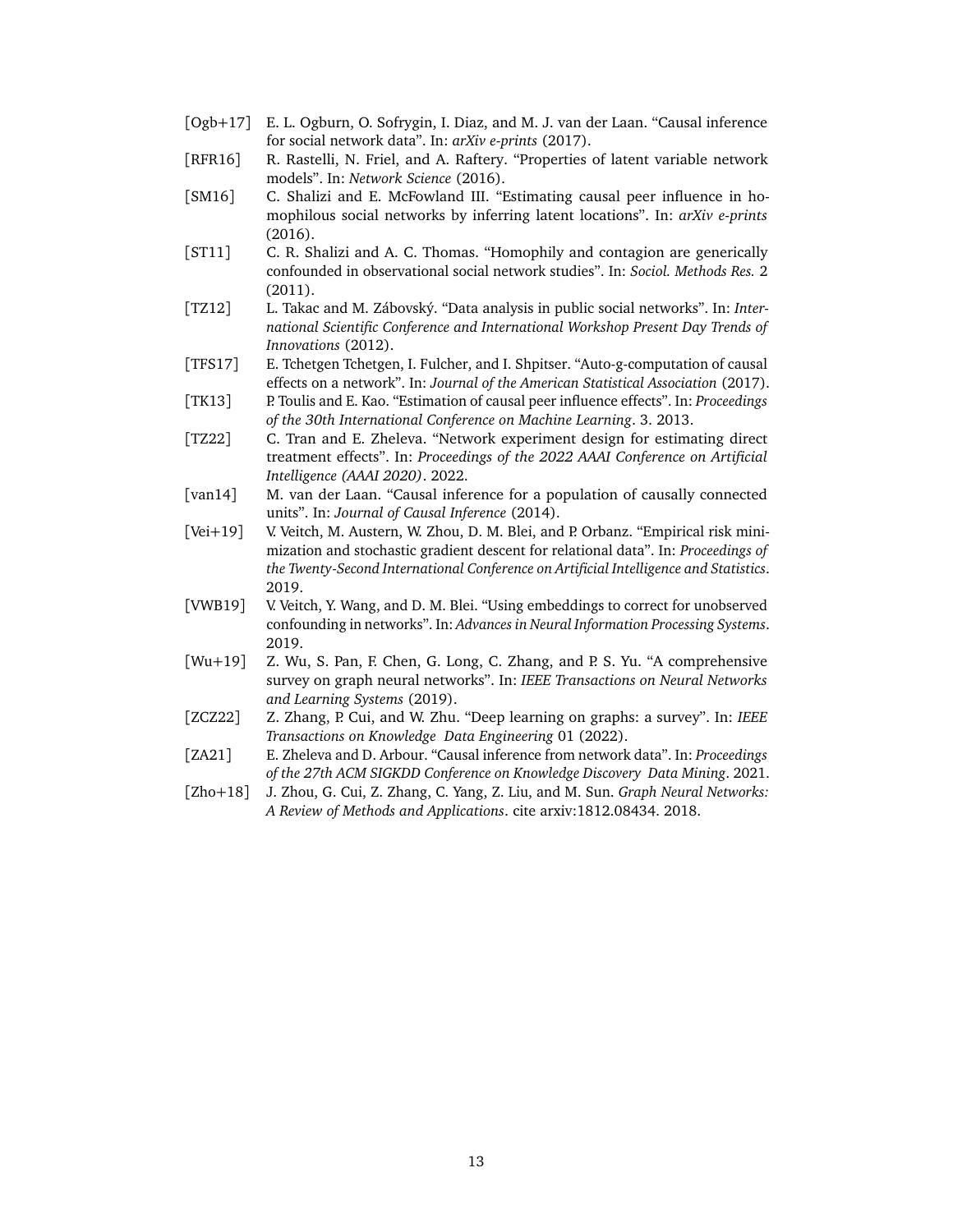[Ogb+17] E. L. Ogburn, O. Sofrygin, I. Diaz, and M. J. van der Laan. “Causal inference for social network data”. In: *arXiv e-prints* (2017).

[RFR16] R. Rastelli, N. Friel, and A. Raftery. “Properties of latent variable network models”. In: *Network Science* (2016).

[SM16] C. Shalizi and E. McFowland III. “Estimating causal peer influence in homophilous social networks by inferring latent locations”. In: *arXiv e-prints* (2016).

[ST11] C. R. Shalizi and A. C. Thomas. “Homophily and contagion are generically confounded in observational social network studies”. In: *Sociol. Methods Res.* 2 (2011).

[TZ12] L. Takac and M. Zábovský. “Data analysis in public social networks”. In: *International Scientific Conference and International Workshop Present Day Trends of Innovations* (2012).

[TFS17] E. Tchetgen Tchetgen, I. Fulcher, and I. Shpitser. “Auto-g-computation of causal effects on a network”. In: *Journal of the American Statistical Association* (2017).

[TK13] P. Toulis and E. Kao. “Estimation of causal peer influence effects”. In: *Proceedings of the 30th International Conference on Machine Learning*. 3. 2013.

[TZ22] C. Tran and E. Zheleva. “Network experiment design for estimating direct treatment effects”. In: *Proceedings of the 2022 AAAI Conference on Artificial Intelligence (AAAI 2020)*. 2022.

[van14] M. van der Laan. “Causal inference for a population of causally connected units”. In: *Journal of Causal Inference* (2014).

[Vei+19] V. Veitch, M. Austern, W. Zhou, D. M. Blei, and P. Orbanz. “Empirical risk minimization and stochastic gradient descent for relational data”. In: *Proceedings of the Twenty-Second International Conference on Artificial Intelligence and Statistics*. 2019.

[VWB19] V. Veitch, Y. Wang, and D. M. Blei. “Using embeddings to correct for unobserved confounding in networks”. In: *Advances in Neural Information Processing Systems*. 2019.

[Wu+19] Z. Wu, S. Pan, F. Chen, G. Long, C. Zhang, and P. S. Yu. “A comprehensive survey on graph neural networks”. In: *IEEE Transactions on Neural Networks and Learning Systems* (2019).

[ZCZ22] Z. Zhang, P. Cui, and W. Zhu. “Deep learning on graphs: a survey”. In: *IEEE Transactions on Knowledge Data Engineering* 01 (2022).

[ZA21] E. Zheleva and D. Arbour. “Causal inference from network data”. In: *Proceedings of the 27th ACM SIGKDD Conference on Knowledge Discovery Data Mining*. 2021.

[Zho+18] J. Zhou, G. Cui, Z. Zhang, C. Yang, Z. Liu, and M. Sun. *Graph Neural Networks: A Review of Methods and Applications*. cite arxiv:1812.08434. 2018.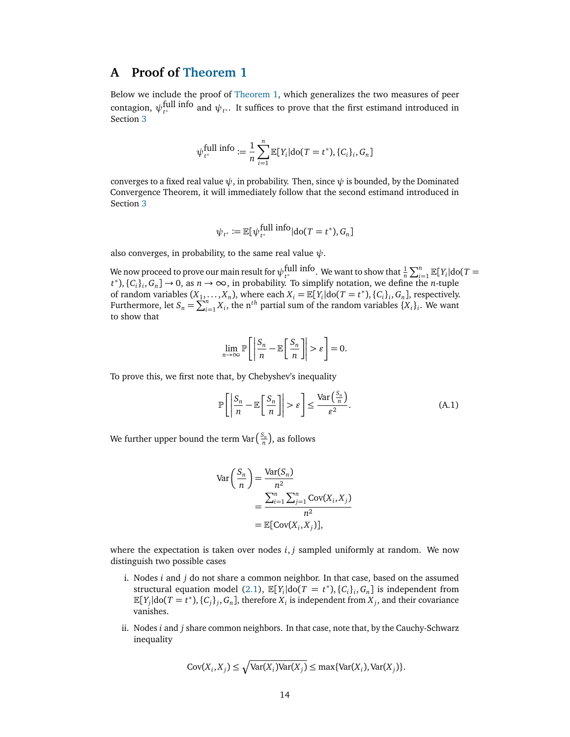## A Proof of Theorem 1

Below we include the proof of Theorem 1, which generalizes the two measures of peer contagion, $\psi_{t^*}^{\text{full info}}$ and $\psi_{t^*}$. It suffices to prove that the first estimand introduced in Section 3

$$\psi_{t^*}^{\text{full info}} := \frac{1}{n}\sum_{i=1}^{n} \mathbb{E}[Y_i | \text{do}(T = t^*), \{C_i\}_i, G_n]$$

converges to a fixed real value $\psi$, in probability. Then, since $\psi$ is bounded, by the Dominated Convergence Theorem, it will immediately follow that the second estimand introduced in Section 3

$$\psi_{t^*} := \mathbb{E}[\psi_{t^*}^{\text{full info}} | \text{do}(T = t^*), G_n]$$

also converges, in probability, to the same real value $\psi$.

We now proceed to prove our main result for $\psi_{t^*}^{\text{full info}}$. We want to show that $\frac{1}{n}\sum_{i=1}^{n} \mathbb{E}[Y_i|\text{do}(T = t^*), \{C_i\}_i, G_n] \to 0$, as $n \to \infty$, in probability. To simplify notation, we define the $n$-tuple of random variables $(X_1, \ldots, X_n)$, where each $X_i = \mathbb{E}[Y_i|\text{do}(T = t^*), \{C_i\}_i, G_n]$, respectively. Furthermore, let $S_n = \sum_{i=1}^{n} X_i$, the n$^{th}$ partial sum of the random variables $\{X_i\}_i$. We want to show that

$$\lim_{n\to\infty} \mathbb{P}\left[\left|\frac{S_n}{n} - \mathbb{E}\left[\frac{S_n}{n}\right]\right| > \varepsilon\right] = 0.$$

To prove this, we first note that, by Chebyshev's inequality

$$\mathbb{P}\left[\left|\frac{S_n}{n} - \mathbb{E}\left[\frac{S_n}{n}\right]\right| > \varepsilon\right] \leq \frac{\text{Var}\left(\frac{S_n}{n}\right)}{\varepsilon^2}. \tag{A.1}$$

We further upper bound the term $\text{Var}\left(\frac{S_n}{n}\right)$, as follows

$$\begin{aligned}
\text{Var}\left(\frac{S_n}{n}\right) &= \frac{\text{Var}(S_n)}{n^2} \\
&= \frac{\sum_{i=1}^{n}\sum_{j=1}^{n} \text{Cov}(X_i, X_j)}{n^2} \\
&= \mathbb{E}[\text{Cov}(X_i, X_j)],
\end{aligned}$$

where the expectation is taken over nodes $i, j$ sampled uniformly at random. We now distinguish two possible cases

i. Nodes $i$ and $j$ do not share a common neighbor. In that case, based on the assumed structural equation model (2.1), $\mathbb{E}[Y_i|\text{do}(T = t^*), \{C_i\}_i, G_n]$ is independent from $\mathbb{E}[Y_j|\text{do}(T = t^*), \{C_j\}_j, G_n]$, therefore $X_i$ is independent from $X_j$, and their covariance vanishes.

ii. Nodes $i$ and $j$ share common neighbors. In that case, note that, by the Cauchy-Schwarz inequality

$$\text{Cov}(X_i, X_j) \leq \sqrt{\text{Var}(X_i)\text{Var}(X_j)} \leq \max\{\text{Var}(X_i), \text{Var}(X_j)\}.$$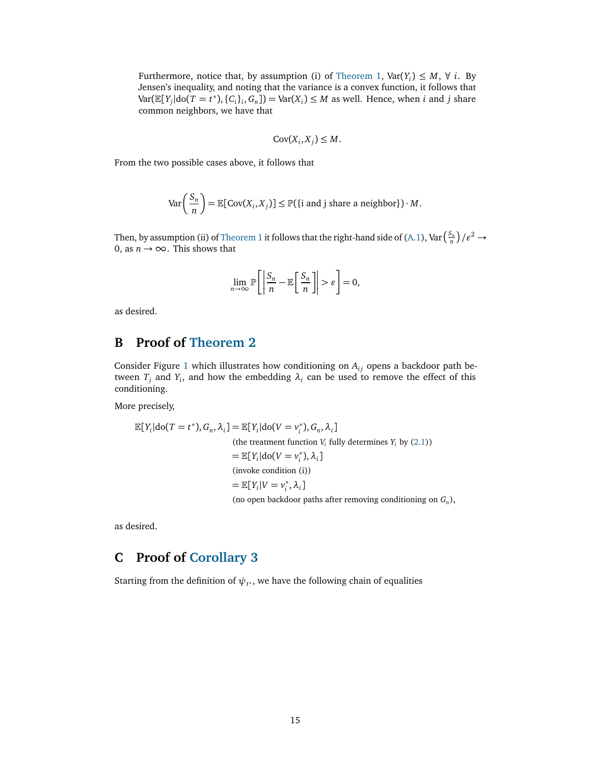Furthermore, notice that, by assumption (i) of Theorem 1, $\mathrm{Var}(Y_i) \leq M$, $\forall\ i$. By Jensen's inequality, and noting that the variance is a convex function, it follows that $\mathrm{Var}(\mathbb{E}[Y_j|\mathrm{do}(T=t^*), \{C_i\}_i, G_n]) = \mathrm{Var}(X_i) \leq M$ as well. Hence, when $i$ and $j$ share common neighbors, we have that

$$\mathrm{Cov}(X_i, X_j) \leq M.$$

From the two possible cases above, it follows that

$$\mathrm{Var}\left(\frac{S_n}{n}\right) = \mathbb{E}[\mathrm{Cov}(X_i, X_j)] \leq \mathbb{P}(\{\text{i and j share a neighbor}\}) \cdot M.$$

Then, by assumption (ii) of Theorem 1 it follows that the right-hand side of (A.1), $\mathrm{Var}\left(\frac{S_n}{n}\right)/\varepsilon^2 \to 0$, as $n \to \infty$. This shows that

$$\lim_{n\to\infty} \mathbb{P}\left[\left|\frac{S_n}{n} - \mathbb{E}\left[\frac{S_n}{n}\right]\right| > \varepsilon\right] = 0,$$

as desired.

## B Proof of Theorem 2

Consider Figure 1 which illustrates how conditioning on $A_{ij}$ opens a backdoor path between $T_j$ and $Y_i$, and how the embedding $\lambda_i$ can be used to remove the effect of this conditioning.

More precisely,

$$
\begin{aligned}
\mathbb{E}[Y_i|\mathrm{do}(T=t^*), G_n, \lambda_i] &= \mathbb{E}[Y_i|\mathrm{do}(V=v_i^*), G_n, \lambda_i] \\
&\quad \text{(the treatment function } V_i \text{ fully determines } Y_i \text{ by (2.1))} \\
&= \mathbb{E}[Y_i|\mathrm{do}(V=v_i^*), \lambda_i] \\
&\quad \text{(invoke condition (i))} \\
&= \mathbb{E}[Y_i|V=v_i^*, \lambda_i] \\
&\quad \text{(no open backdoor paths after removing conditioning on } G_n\text{)},
\end{aligned}
$$

as desired.

## C Proof of Corollary 3

Starting from the definition of $\psi_{t^*}$, we have the following chain of equalities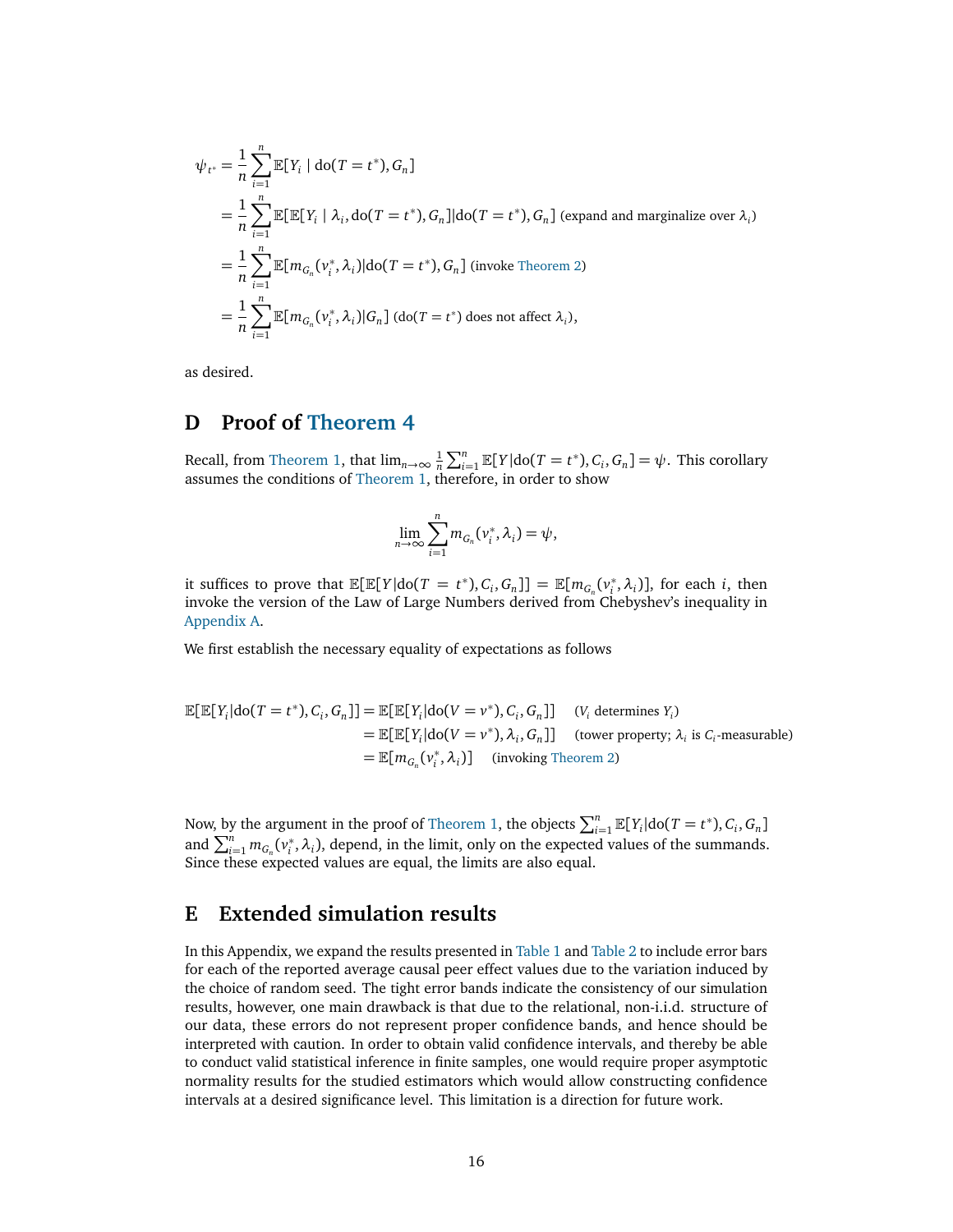$$
\begin{aligned}
\psi_{t^*} &= \frac{1}{n}\sum_{i=1}^{n} \mathbb{E}[Y_i \mid \mathrm{do}(T=t^*), G_n] \\
&= \frac{1}{n}\sum_{i=1}^{n} \mathbb{E}[\mathbb{E}[Y_i \mid \lambda_i, \mathrm{do}(T=t^*), G_n] | \mathrm{do}(T=t^*), G_n] \text{ (expand and marginalize over } \lambda_i) \\
&= \frac{1}{n}\sum_{i=1}^{n} \mathbb{E}[m_{G_n}(v_i^*, \lambda_i) | \mathrm{do}(T=t^*), G_n] \text{ (invoke Theorem 2)} \\
&= \frac{1}{n}\sum_{i=1}^{n} \mathbb{E}[m_{G_n}(v_i^*, \lambda_i) | G_n] \text{ (do}(T=t^*) \text{ does not affect } \lambda_i),
\end{aligned}
$$

as desired.

## D Proof of Theorem 4

Recall, from Theorem 1, that $\lim_{n\to\infty} \frac{1}{n}\sum_{i=1}^{n} \mathbb{E}[Y|\mathrm{do}(T=t^*), C_i, G_n] = \psi$. This corollary assumes the conditions of Theorem 1, therefore, in order to show

$$
\lim_{n\to\infty} \sum_{i=1}^{n} m_{G_n}(v_i^*, \lambda_i) = \psi,
$$

it suffices to prove that $\mathbb{E}[\mathbb{E}[Y|\mathrm{do}(T=t^*), C_i, G_n]] = \mathbb{E}[m_{G_n}(v_i^*, \lambda_i)]$, for each $i$, then invoke the version of the Law of Large Numbers derived from Chebyshev's inequality in Appendix A.

We first establish the necessary equality of expectations as follows

$$
\begin{aligned}
\mathbb{E}[\mathbb{E}[Y_i|\mathrm{do}(T=t^*), C_i, G_n]] &= \mathbb{E}[\mathbb{E}[Y_i|\mathrm{do}(V=v^*), C_i, G_n]] \quad (V_i \text{ determines } Y_i) \\
&= \mathbb{E}[\mathbb{E}[Y_i|\mathrm{do}(V=v^*), \lambda_i, G_n]] \quad \text{(tower property; } \lambda_i \text{ is } C_i\text{-measurable)} \\
&= \mathbb{E}[m_{G_n}(v_i^*, \lambda_i)] \quad \text{(invoking Theorem 2)}
\end{aligned}
$$

Now, by the argument in the proof of Theorem 1, the objects $\sum_{i=1}^{n} \mathbb{E}[Y_i|\mathrm{do}(T=t^*), C_i, G_n]$ and $\sum_{i=1}^{n} m_{G_n}(v_i^*, \lambda_i)$, depend, in the limit, only on the expected values of the summands. Since these expected values are equal, the limits are also equal.

## E Extended simulation results

In this Appendix, we expand the results presented in Table 1 and Table 2 to include error bars for each of the reported average causal peer effect values due to the variation induced by the choice of random seed. The tight error bands indicate the consistency of our simulation results, however, one main drawback is that due to the relational, non-i.i.d. structure of our data, these errors do not represent proper confidence bands, and hence should be interpreted with caution. In order to obtain valid confidence intervals, and thereby be able to conduct valid statistical inference in finite samples, one would require proper asymptotic normality results for the studied estimators which would allow constructing confidence intervals at a desired significance level. This limitation is a direction for future work.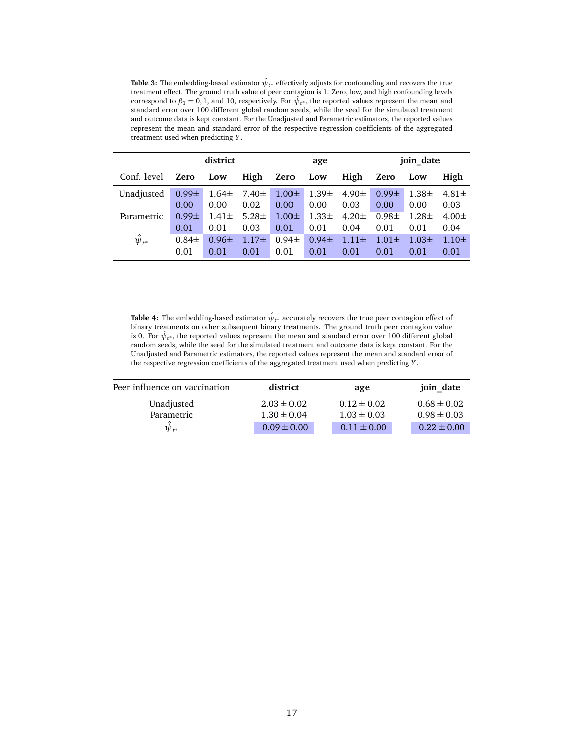**Table 3:** The embedding-based estimator $\hat{\psi}_{t^*}$ effectively adjusts for confounding and recovers the true treatment effect. The ground truth value of peer contagion is 1. Zero, low, and high confounding levels correspond to $\beta_1 = 0, 1$, and 10, respectively. For $\hat{\psi}_{t^*}$, the reported values represent the mean and standard error over 100 different global random seeds, while the seed for the simulated treatment and outcome data is kept constant. For the Unadjusted and Parametric estimators, the reported values represent the mean and standard error of the respective regression coefficients of the aggregated treatment used when predicting $Y$.

| | **district** | | | **age** | | | **join_date** | | |
|---|---|---|---|---|---|---|---|---|---|
| Conf. level | **Zero** | **Low** | **High** | **Zero** | **Low** | **High** | **Zero** | **Low** | **High** |
| Unadjusted | 0.99± 0.00 | 1.64± 0.00 | 7.40± 0.02 | 1.00± 0.00 | 1.39± 0.00 | 4.90± 0.03 | 0.99± 0.00 | 1.38± 0.00 | 4.81± 0.03 |
| Parametric | 0.99± 0.01 | 1.41± 0.01 | 5.28± 0.03 | 1.00± 0.01 | 1.33± 0.01 | 4.20± 0.04 | 0.98± 0.01 | 1.28± 0.01 | 4.00± 0.04 |
| $\hat{\psi}_{t^*}$ | 0.84± 0.01 | 0.96± 0.01 | 1.17± 0.01 | 0.94± 0.01 | 0.94± 0.01 | 1.11± 0.01 | 1.01± 0.01 | 1.03± 0.01 | 1.10± 0.01 |

**Table 4:** The embedding-based estimator $\hat{\psi}_{t^*}$ accurately recovers the true peer contagion effect of binary treatments on other subsequent binary treatments. The ground truth peer contagion value is 0. For $\hat{\psi}_{t^*}$, the reported values represent the mean and standard error over 100 different global random seeds, while the seed for the simulated treatment and outcome data is kept constant. For the Unadjusted and Parametric estimators, the reported values represent the mean and standard error of the respective regression coefficients of the aggregated treatment used when predicting $Y$.

| Peer influence on vaccination | **district** | **age** | **join_date** |
|---|---|---|---|
| Unadjusted | $2.03 \pm 0.02$ | $0.12 \pm 0.02$ | $0.68 \pm 0.02$ |
| Parametric | $1.30 \pm 0.04$ | $1.03 \pm 0.03$ | $0.98 \pm 0.03$ |
| $\hat{\psi}_{t^*}$ | $0.09 \pm 0.00$ | $0.11 \pm 0.00$ | $0.22 \pm 0.00$ |